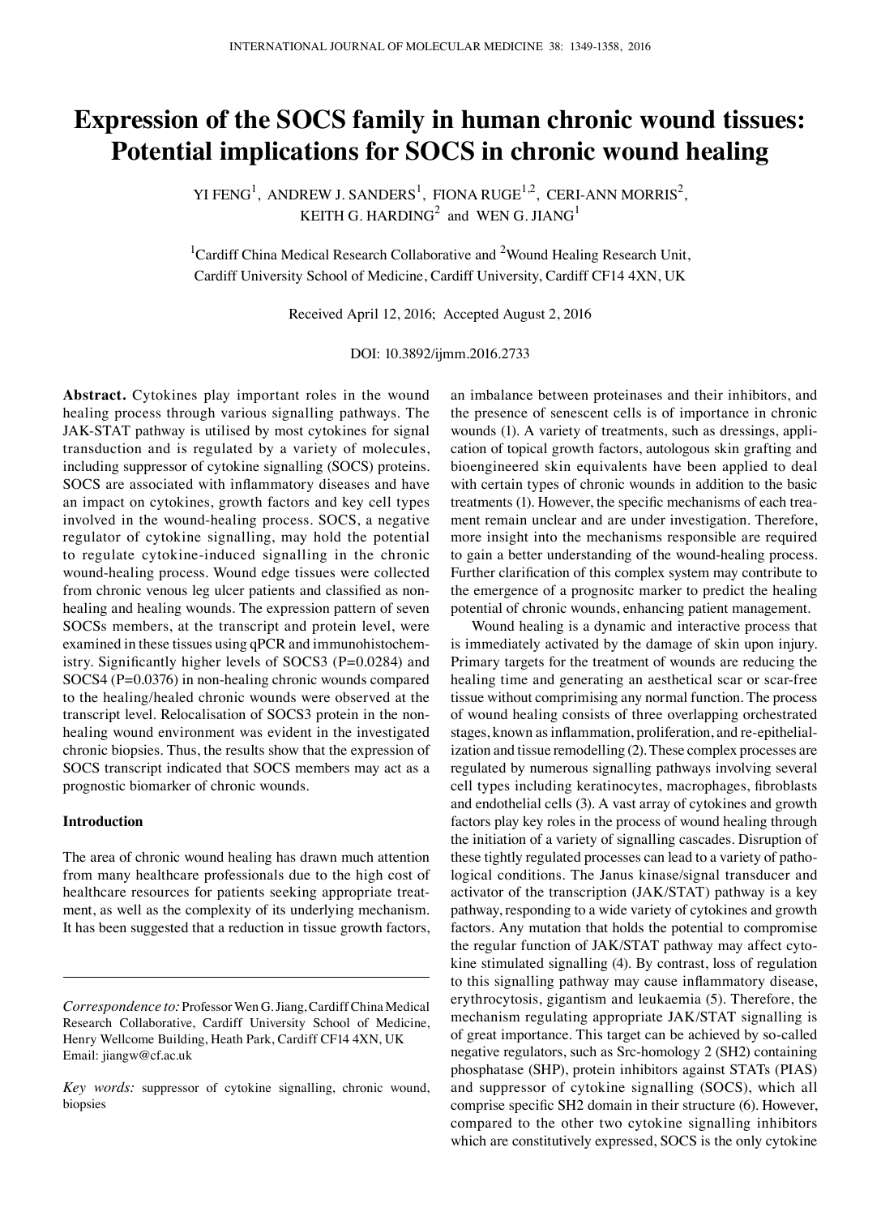# Expression of the SOCS family in human chronic wound tissues: Potential implications for SOCS in chronic wound healing

YI FENG[1], ANDREW J. SANDERS[1], FIONA RUGE[1,2], CERI-ANN MORRIS[2], KEITH G. HARDING[2] and WEN G. JIANG[1]

[1]Cardiff China Medical Research Collaborative and [2]Wound Healing Research Unit, Cardiff University School of Medicine, Cardiff University, Cardiff CF14 4XN, UK

Received April 12, 2016; Accepted August 2, 2016

DOI: 10.3892/ijmm.2016.2733

**Abstract.** Cytokines play important roles in the wound healing process through various signalling pathways. The JAK-STAT pathway is utilised by most cytokines for signal transduction and is regulated by a variety of molecules, including suppressor of cytokine signalling (SOCS) proteins. SOCS are associated with inflammatory diseases and have an impact on cytokines, growth factors and key cell types involved in the wound-healing process. SOCS, a negative regulator of cytokine signalling, may hold the potential to regulate cytokine-induced signalling in the chronic wound-healing process. Wound edge tissues were collected from chronic venous leg ulcer patients and classified as non-healing and healing wounds. The expression pattern of seven SOCSs members, at the transcript and protein level, were examined in these tissues using qPCR and immunohistochemistry. Significantly higher levels of SOCS3 (P=0.0284) and SOCS4 (P=0.0376) in non-healing chronic wounds compared to the healing/healed chronic wounds were observed at the transcript level. Relocalisation of SOCS3 protein in the non-healing wound environment was evident in the investigated chronic biopsies. Thus, the results show that the expression of SOCS transcript indicated that SOCS members may act as a prognostic biomarker of chronic wounds.

## Introduction

The area of chronic wound healing has drawn much attention from many healthcare professionals due to the high cost of healthcare resources for patients seeking appropriate treatment, as well as the complexity of its underlying mechanism. It has been suggested that a reduction in tissue growth factors, an imbalance between proteinases and their inhibitors, and the presence of senescent cells is of importance in chronic wounds (1). A variety of treatments, such as dressings, application of topical growth factors, autologous skin grafting and bioengineered skin equivalents have been applied to deal with certain types of chronic wounds in addition to the basic treatments (1). However, the specific mechanisms of each treament remain unclear and are under investigation. Therefore, more insight into the mechanisms responsible are required to gain a better understanding of the wound-healing process. Further clarification of this complex system may contribute to the emergence of a prognositc marker to predict the healing potential of chronic wounds, enhancing patient management.

Wound healing is a dynamic and interactive process that is immediately activated by the damage of skin upon injury. Primary targets for the treatment of wounds are reducing the healing time and generating an aesthetical scar or scar-free tissue without comprimising any normal function. The process of wound healing consists of three overlapping orchestrated stages, known as inflammation, proliferation, and re-epithelialization and tissue remodelling (2). These complex processes are regulated by numerous signalling pathways involving several cell types including keratinocytes, macrophages, fibroblasts and endothelial cells (3). A vast array of cytokines and growth factors play key roles in the process of wound healing through the initiation of a variety of signalling cascades. Disruption of these tightly regulated processes can lead to a variety of pathological conditions. The Janus kinase/signal transducer and activator of the transcription (JAK/STAT) pathway is a key pathway, responding to a wide variety of cytokines and growth factors. Any mutation that holds the potential to compromise the regular function of JAK/STAT pathway may affect cytokine stimulated signalling (4). By contrast, loss of regulation to this signalling pathway may cause inflammatory disease, erythrocytosis, gigantism and leukaemia (5). Therefore, the mechanism regulating appropriate JAK/STAT signalling is of great importance. This target can be achieved by so-called negative regulators, such as Src-homology 2 (SH2) containing phosphatase (SHP), protein inhibitors against STATs (PIAS) and suppressor of cytokine signalling (SOCS), which all comprise specific SH2 domain in their structure (6). However, compared to the other two cytokine signalling inhibitors which are constitutively expressed, SOCS is the only cytokine

*Correspondence to:* Professor Wen G. Jiang, Cardiff China Medical Research Collaborative, Cardiff University School of Medicine, Henry Wellcome Building, Heath Park, Cardiff CF14 4XN, UK
Email: jiangw@cf.ac.uk

*Key words:* suppressor of cytokine signalling, chronic wound, biopsies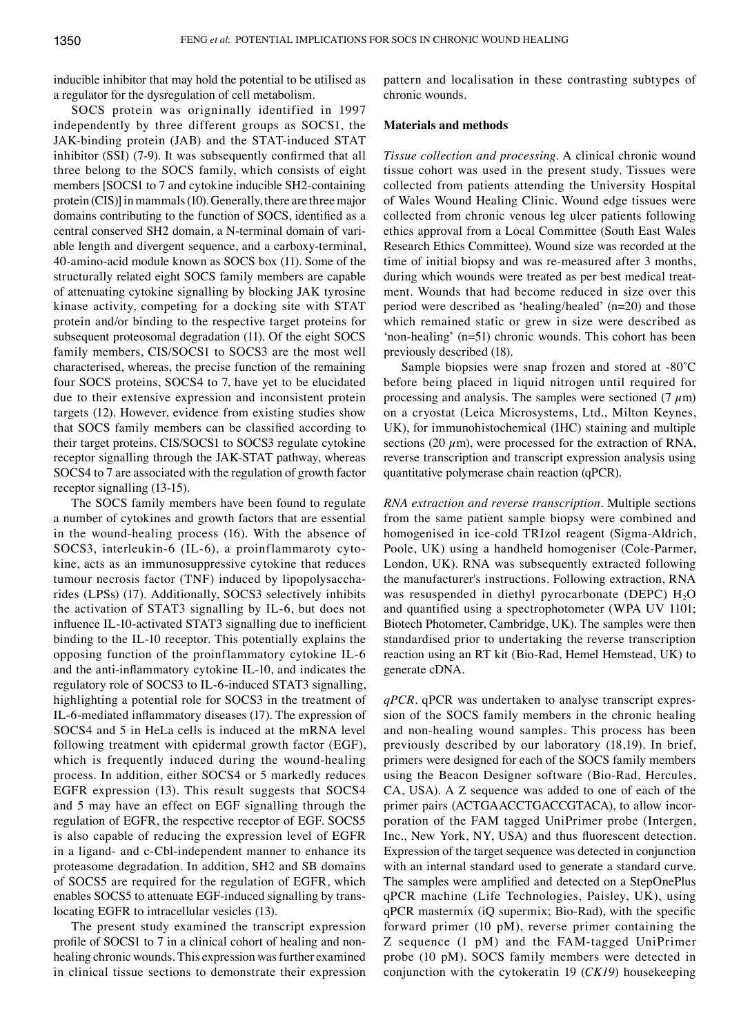inducible inhibitor that may hold the potential to be utilised as a regulator for the dysregulation of cell metabolism.

SOCS protein was origninally identified in 1997 independently by three different groups as SOCS1, the JAK-binding protein (JAB) and the STAT-induced STAT inhibitor (SSI) (7-9). It was subsequently confirmed that all three belong to the SOCS family, which consists of eight members [SOCS1 to 7 and cytokine inducible SH2-containing protein (CIS)] in mammals (10). Generally, there are three major domains contributing to the function of SOCS, identified as a central conserved SH2 domain, a N-terminal domain of variable length and divergent sequence, and a carboxy-terminal, 40-amino-acid module known as SOCS box (11). Some of the structurally related eight SOCS family members are capable of attenuating cytokine signalling by blocking JAK tyrosine kinase activity, competing for a docking site with STAT protein and/or binding to the respective target proteins for subsequent proteosomal degradation (11). Of the eight SOCS family members, CIS/SOCS1 to SOCS3 are the most well characterised, whereas, the precise function of the remaining four SOCS proteins, SOCS4 to 7, have yet to be elucidated due to their extensive expression and inconsistent protein targets (12). However, evidence from existing studies show that SOCS family members can be classified according to their target proteins. CIS/SOCS1 to SOCS3 regulate cytokine receptor signalling through the JAK-STAT pathway, whereas SOCS4 to 7 are associated with the regulation of growth factor receptor signalling (13-15).

The SOCS family members have been found to regulate a number of cytokines and growth factors that are essential in the wound-healing process (16). With the absence of SOCS3, interleukin-6 (IL-6), a proinflammaroty cytokine, acts as an immunosuppressive cytokine that reduces tumour necrosis factor (TNF) induced by lipopolysaccharides (LPSs) (17). Additionally, SOCS3 selectively inhibits the activation of STAT3 signalling by IL-6, but does not influence IL-10-activated STAT3 signalling due to inefficient binding to the IL-10 receptor. This potentially explains the opposing function of the proinflammatory cytokine IL-6 and the anti-inflammatory cytokine IL-10, and indicates the regulatory role of SOCS3 to IL-6-induced STAT3 signalling, highlighting a potential role for SOCS3 in the treatment of IL-6-mediated inflammatory diseases (17). The expression of SOCS4 and 5 in HeLa cells is induced at the mRNA level following treatment with epidermal growth factor (EGF), which is frequently induced during the wound-healing process. In addition, either SOCS4 or 5 markedly reduces EGFR expression (13). This result suggests that SOCS4 and 5 may have an effect on EGF signalling through the regulation of EGFR, the respective receptor of EGF. SOCS5 is also capable of reducing the expression level of EGFR in a ligand- and c-Cbl-independent manner to enhance its proteasome degradation. In addition, SH2 and SB domains of SOCS5 are required for the regulation of EGFR, which enables SOCS5 to attenuate EGF-induced signalling by translocating EGFR to intracellular vesicles (13).

The present study examined the transcript expression profile of SOCS1 to 7 in a clinical cohort of healing and non-healing chronic wounds. This expression was further examined in clinical tissue sections to demonstrate their expression pattern and localisation in these contrasting subtypes of chronic wounds.

## Materials and methods

*Tissue collection and processing.* A clinical chronic wound tissue cohort was used in the present study. Tissues were collected from patients attending the University Hospital of Wales Wound Healing Clinic. Wound edge tissues were collected from chronic venous leg ulcer patients following ethics approval from a Local Committee (South East Wales Research Ethics Committee). Wound size was recorded at the time of initial biopsy and was re-measured after 3 months, during which wounds were treated as per best medical treatment. Wounds that had become reduced in size over this period were described as 'healing/healed' (n=20) and those which remained static or grew in size were described as 'non-healing' (n=51) chronic wounds. This cohort has been previously described (18).

Sample biopsies were snap frozen and stored at -80˚C before being placed in liquid nitrogen until required for processing and analysis. The samples were sectioned (7 $\mu$m) on a cryostat (Leica Microsystems, Ltd., Milton Keynes, UK), for immunohistochemical (IHC) staining and multiple sections (20 $\mu$m), were processed for the extraction of RNA, reverse transcription and transcript expression analysis using quantitative polymerase chain reaction (qPCR).

*RNA extraction and reverse transcription.* Multiple sections from the same patient sample biopsy were combined and homogenised in ice-cold TRIzol reagent (Sigma-Aldrich, Poole, UK) using a handheld homogeniser (Cole-Parmer, London, UK). RNA was subsequently extracted following the manufacturer's instructions. Following extraction, RNA was resuspended in diethyl pyrocarbonate (DEPC) $H_2O$ and quantified using a spectrophotometer (WPA UV 1101; Biotech Photometer, Cambridge, UK). The samples were then standardised prior to undertaking the reverse transcription reaction using an RT kit (Bio-Rad, Hemel Hemstead, UK) to generate cDNA.

*qPCR.* qPCR was undertaken to analyse transcript expression of the SOCS family members in the chronic healing and non-healing wound samples. This process has been previously described by our laboratory (18,19). In brief, primers were designed for each of the SOCS family members using the Beacon Designer software (Bio-Rad, Hercules, CA, USA). A Z sequence was added to one of each of the primer pairs (ACTGAACCTGACCGTACA), to allow incorporation of the FAM tagged UniPrimer probe (Intergen, Inc., New York, NY, USA) and thus fluorescent detection. Expression of the target sequence was detected in conjunction with an internal standard used to generate a standard curve. The samples were amplified and detected on a StepOnePlus qPCR machine (Life Technologies, Paisley, UK), using qPCR mastermix (iQ supermix; Bio-Rad), with the specific forward primer (10 pM), reverse primer containing the Z sequence (1 pM) and the FAM-tagged UniPrimer probe (10 pM). SOCS family members were detected in conjunction with the cytokeratin 19 (*CK19*) housekeeping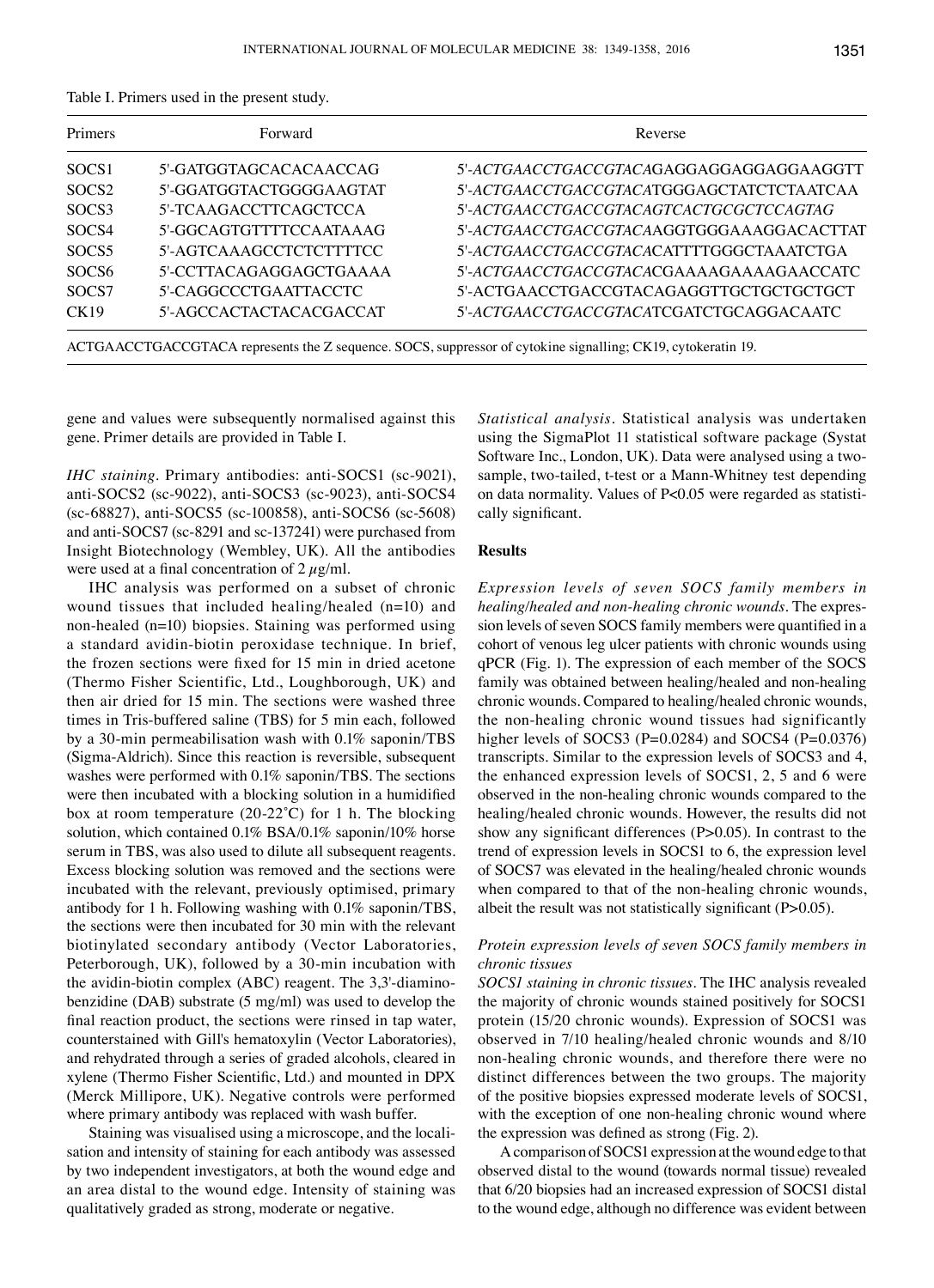Table I. Primers used in the present study.

| Primers | Forward | Reverse |
|---|---|---|
| SOCS1 | 5'-GATGGTAGCACACAACCAG | 5'-*ACTGAACCTGACCGTACA*GAGGAGGAGGAGGAAGGTT |
| SOCS2 | 5'-GGATGGTACTGGGGAAGTAT | 5'-*ACTGAACCTGACCGTACA*TGGGAGCTATCTCTAATCAA |
| SOCS3 | 5'-TCAAGACCTTCAGCTCCA | 5'-*ACTGAACCTGACCGTACA*GTCACTGCGCTCCAGTAG |
| SOCS4 | 5'-GGCAGTGTTTTCCAATAAAG | 5'-*ACTGAACCTGACCGTACA*AGGTGGGAAAGGACACTTAT |
| SOCS5 | 5'-AGTCAAAGCCTCTCTTTTCC | 5'-*ACTGAACCTGACCGTACA*CATTTTGGGCTAAATCTGA |
| SOCS6 | 5'-CCTTACAGAGGAGCTGAAAA | 5'-*ACTGAACCTGACCGTACA*CGAAAAGAAAAGAACCATC |
| SOCS7 | 5'-CAGGCCCTGAATTACCTC | 5'-ACTGAACCTGACCGTACAGAGGTTGCTGCTGCTGCT |
| CK19 | 5'-AGCCACTACTACACGACCAT | 5'-*ACTGAACCTGACCGTACA*TCGATCTGCAGGACAATC |

ACTGAACCTGACCGTACA represents the Z sequence. SOCS, suppressor of cytokine signalling; CK19, cytokeratin 19.

gene and values were subsequently normalised against this gene. Primer details are provided in Table I.

*IHC staining.* Primary antibodies: anti-SOCS1 (sc-9021), anti-SOCS2 (sc-9022), anti-SOCS3 (sc-9023), anti-SOCS4 (sc-68827), anti-SOCS5 (sc-100858), anti-SOCS6 (sc-5608) and anti-SOCS7 (sc-8291 and sc-137241) were purchased from Insight Biotechnology (Wembley, UK). All the antibodies were used at a final concentration of 2 $\mu$g/ml.

IHC analysis was performed on a subset of chronic wound tissues that included healing/healed (n=10) and non-healed (n=10) biopsies. Staining was performed using a standard avidin-biotin peroxidase technique. In brief, the frozen sections were fixed for 15 min in dried acetone (Thermo Fisher Scientific, Ltd., Loughborough, UK) and then air dried for 15 min. The sections were washed three times in Tris-buffered saline (TBS) for 5 min each, followed by a 30-min permeabilisation wash with 0.1% saponin/TBS (Sigma-Aldrich). Since this reaction is reversible, subsequent washes were performed with 0.1% saponin/TBS. The sections were then incubated with a blocking solution in a humidified box at room temperature (20-22˚C) for 1 h. The blocking solution, which contained 0.1% BSA/0.1% saponin/10% horse serum in TBS, was also used to dilute all subsequent reagents. Excess blocking solution was removed and the sections were incubated with the relevant, previously optimised, primary antibody for 1 h. Following washing with 0.1% saponin/TBS, the sections were then incubated for 30 min with the relevant biotinylated secondary antibody (Vector Laboratories, Peterborough, UK), followed by a 30-min incubation with the avidin-biotin complex (ABC) reagent. The 3,3'-diaminobenzidine (DAB) substrate (5 mg/ml) was used to develop the final reaction product, the sections were rinsed in tap water, counterstained with Gill's hematoxylin (Vector Laboratories), and rehydrated through a series of graded alcohols, cleared in xylene (Thermo Fisher Scientific, Ltd.) and mounted in DPX (Merck Millipore, UK). Negative controls were performed where primary antibody was replaced with wash buffer.

Staining was visualised using a microscope, and the localisation and intensity of staining for each antibody was assessed by two independent investigators, at both the wound edge and an area distal to the wound edge. Intensity of staining was qualitatively graded as strong, moderate or negative.

*Statistical analysis.* Statistical analysis was undertaken using the SigmaPlot 11 statistical software package (Systat Software Inc., London, UK). Data were analysed using a two-sample, two-tailed, t-test or a Mann-Whitney test depending on data normality. Values of $P<0.05$ were regarded as statistically significant.

## Results

*Expression levels of seven SOCS family members in healing/healed and non-healing chronic wounds.* The expression levels of seven SOCS family members were quantified in a cohort of venous leg ulcer patients with chronic wounds using qPCR (Fig. 1). The expression of each member of the SOCS family was obtained between healing/healed and non-healing chronic wounds. Compared to healing/healed chronic wounds, the non-healing chronic wound tissues had significantly higher levels of SOCS3 (P=0.0284) and SOCS4 (P=0.0376) transcripts. Similar to the expression levels of SOCS3 and 4, the enhanced expression levels of SOCS1, 2, 5 and 6 were observed in the non-healing chronic wounds compared to the healing/healed chronic wounds. However, the results did not show any significant differences ($P>0.05$). In contrast to the trend of expression levels in SOCS1 to 6, the expression level of SOCS7 was elevated in the healing/healed chronic wounds when compared to that of the non-healing chronic wounds, albeit the result was not statistically significant ($P>0.05$).

*Protein expression levels of seven SOCS family members in chronic tissues*

*SOCS1 staining in chronic tissues.* The IHC analysis revealed the majority of chronic wounds stained positively for SOCS1 protein (15/20 chronic wounds). Expression of SOCS1 was observed in 7/10 healing/healed chronic wounds and 8/10 non-healing chronic wounds, and therefore there were no distinct differences between the two groups. The majority of the positive biopsies expressed moderate levels of SOCS1, with the exception of one non-healing chronic wound where the expression was defined as strong (Fig. 2).

A comparison of SOCS1 expression at the wound edge to that observed distal to the wound (towards normal tissue) revealed that 6/20 biopsies had an increased expression of SOCS1 distal to the wound edge, although no difference was evident between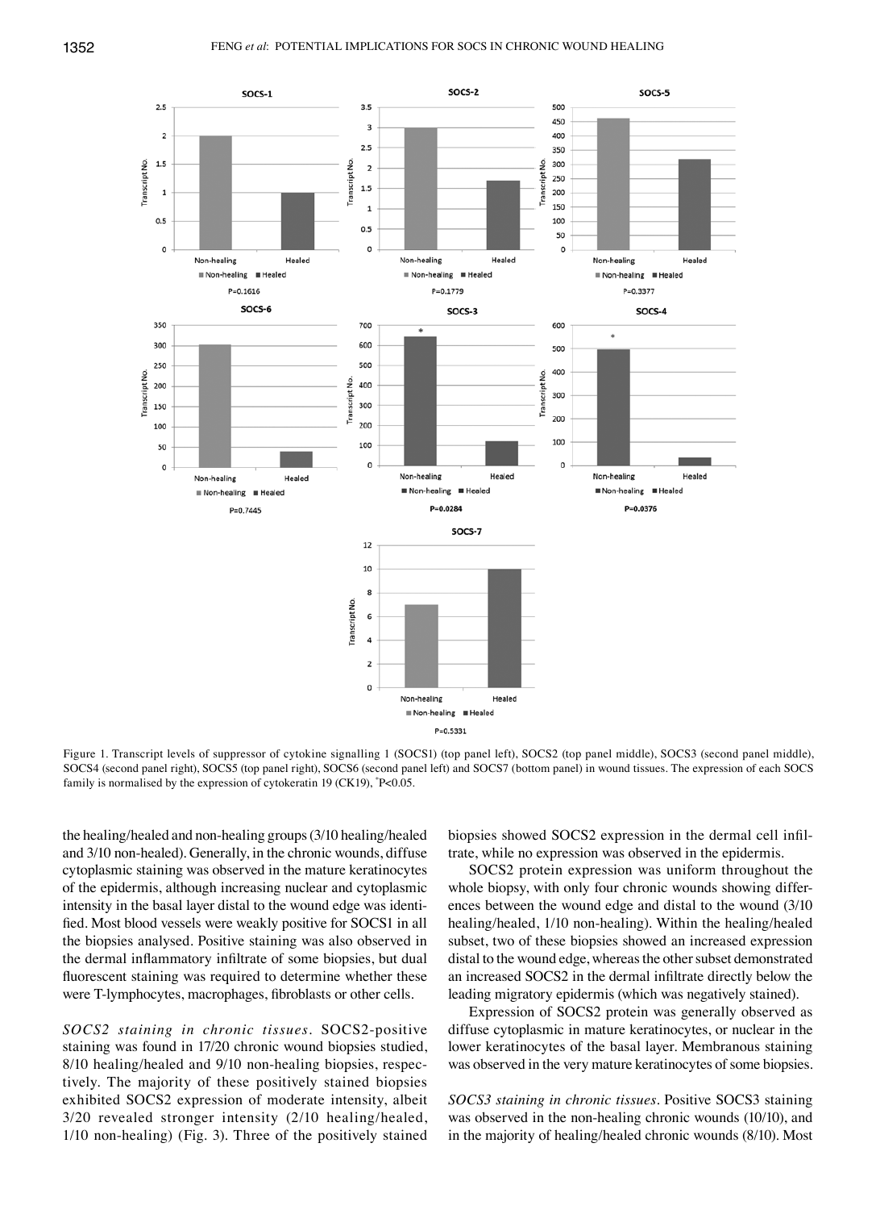Figure 1. Transcript levels of suppressor of cytokine signalling 1 (SOCS1) (top panel left), SOCS2 (top panel middle), SOCS3 (second panel middle), SOCS4 (second panel right), SOCS5 (top panel right), SOCS6 (second panel left) and SOCS7 (bottom panel) in wound tissues. The expression of each SOCS family is normalised by the expression of cytokeratin 19 (CK19), *P<0.05.

the healing/healed and non-healing groups (3/10 healing/healed and 3/10 non-healed). Generally, in the chronic wounds, diffuse cytoplasmic staining was observed in the mature keratinocytes of the epidermis, although increasing nuclear and cytoplasmic intensity in the basal layer distal to the wound edge was identified. Most blood vessels were weakly positive for SOCS1 in all the biopsies analysed. Positive staining was also observed in the dermal inflammatory infiltrate of some biopsies, but dual fluorescent staining was required to determine whether these were T-lymphocytes, macrophages, fibroblasts or other cells.

*SOCS2 staining in chronic tissues.* SOCS2-positive staining was found in 17/20 chronic wound biopsies studied, 8/10 healing/healed and 9/10 non-healing biopsies, respectively. The majority of these positively stained biopsies exhibited SOCS2 expression of moderate intensity, albeit 3/20 revealed stronger intensity (2/10 healing/healed, 1/10 non-healing) (Fig. 3). Three of the positively stained biopsies showed SOCS2 expression in the dermal cell infiltrate, while no expression was observed in the epidermis.

SOCS2 protein expression was uniform throughout the whole biopsy, with only four chronic wounds showing differences between the wound edge and distal to the wound (3/10 healing/healed, 1/10 non-healing). Within the healing/healed subset, two of these biopsies showed an increased expression distal to the wound edge, whereas the other subset demonstrated an increased SOCS2 in the dermal infiltrate directly below the leading migratory epidermis (which was negatively stained).

Expression of SOCS2 protein was generally observed as diffuse cytoplasmic in mature keratinocytes, or nuclear in the lower keratinocytes of the basal layer. Membranous staining was observed in the very mature keratinocytes of some biopsies.

*SOCS3 staining in chronic tissues.* Positive SOCS3 staining was observed in the non-healing chronic wounds (10/10), and in the majority of healing/healed chronic wounds (8/10). Most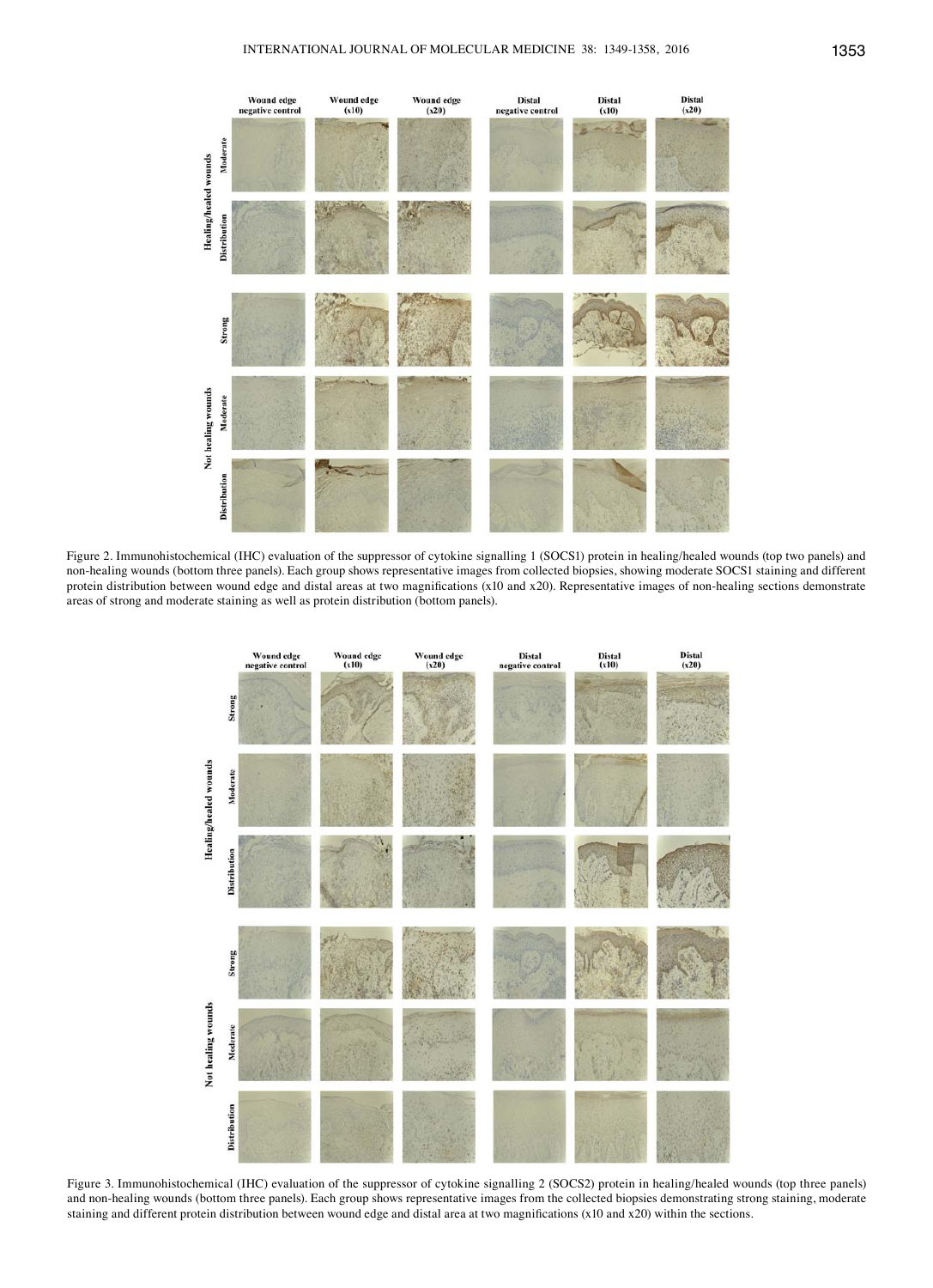Figure 2. Immunohistochemical (IHC) evaluation of the suppressor of cytokine signalling 1 (SOCS1) protein in healing/healed wounds (top two panels) and non-healing wounds (bottom three panels). Each group shows representative images from collected biopsies, showing moderate SOCS1 staining and different protein distribution between wound edge and distal areas at two magnifications (x10 and x20). Representative images of non-healing sections demonstrate areas of strong and moderate staining as well as protein distribution (bottom panels).

Figure 3. Immunohistochemical (IHC) evaluation of the suppressor of cytokine signalling 2 (SOCS2) protein in healing/healed wounds (top three panels) and non-healing wounds (bottom three panels). Each group shows representative images from the collected biopsies demonstrating strong staining, moderate staining and different protein distribution between wound edge and distal area at two magnifications (x10 and x20) within the sections.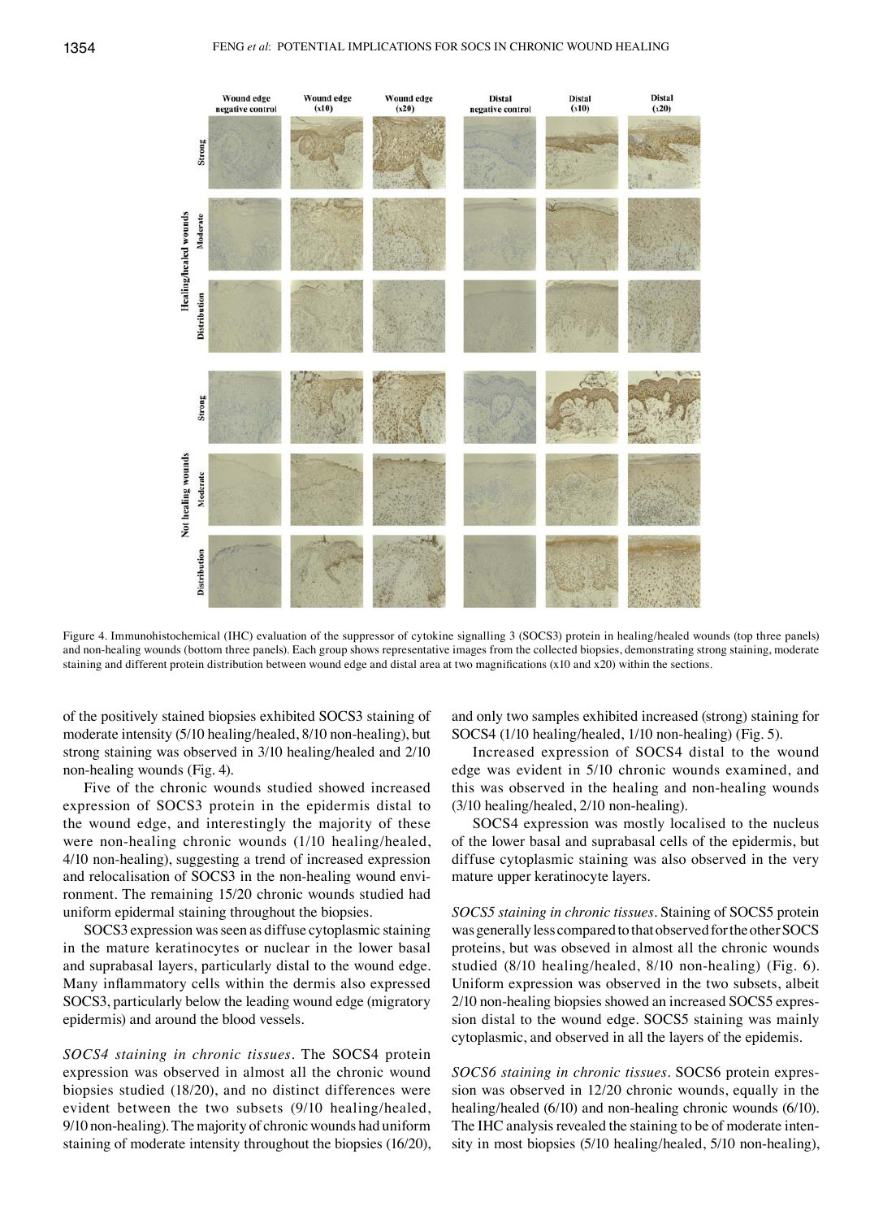Figure 4. Immunohistochemical (IHC) evaluation of the suppressor of cytokine signalling 3 (SOCS3) protein in healing/healed wounds (top three panels) and non-healing wounds (bottom three panels). Each group shows representative images from the collected biopsies, demonstrating strong staining, moderate staining and different protein distribution between wound edge and distal area at two magnifications (x10 and x20) within the sections.

of the positively stained biopsies exhibited SOCS3 staining of moderate intensity (5/10 healing/healed, 8/10 non-healing), but strong staining was observed in 3/10 healing/healed and 2/10 non-healing wounds (Fig. 4).

Five of the chronic wounds studied showed increased expression of SOCS3 protein in the epidermis distal to the wound edge, and interestingly the majority of these were non-healing chronic wounds (1/10 healing/healed, 4/10 non-healing), suggesting a trend of increased expression and relocalisation of SOCS3 in the non-healing wound environment. The remaining 15/20 chronic wounds studied had uniform epidermal staining throughout the biopsies.

SOCS3 expression was seen as diffuse cytoplasmic staining in the mature keratinocytes or nuclear in the lower basal and suprabasal layers, particularly distal to the wound edge. Many inflammatory cells within the dermis also expressed SOCS3, particularly below the leading wound edge (migratory epidermis) and around the blood vessels.

*SOCS4 staining in chronic tissues.* The SOCS4 protein expression was observed in almost all the chronic wound biopsies studied (18/20), and no distinct differences were evident between the two subsets (9/10 healing/healed, 9/10 non-healing). The majority of chronic wounds had uniform staining of moderate intensity throughout the biopsies (16/20), and only two samples exhibited increased (strong) staining for SOCS4 (1/10 healing/healed, 1/10 non-healing) (Fig. 5).

Increased expression of SOCS4 distal to the wound edge was evident in 5/10 chronic wounds examined, and this was observed in the healing and non-healing wounds (3/10 healing/healed, 2/10 non-healing).

SOCS4 expression was mostly localised to the nucleus of the lower basal and suprabasal cells of the epidermis, but diffuse cytoplasmic staining was also observed in the very mature upper keratinocyte layers.

*SOCS5 staining in chronic tissues.* Staining of SOCS5 protein was generally less compared to that observed for the other SOCS proteins, but was obseved in almost all the chronic wounds studied (8/10 healing/healed, 8/10 non-healing) (Fig. 6). Uniform expression was observed in the two subsets, albeit 2/10 non-healing biopsies showed an increased SOCS5 expression distal to the wound edge. SOCS5 staining was mainly cytoplasmic, and observed in all the layers of the epidemis.

*SOCS6 staining in chronic tissues.* SOCS6 protein expression was observed in 12/20 chronic wounds, equally in the healing/healed (6/10) and non-healing chronic wounds (6/10). The IHC analysis revealed the staining to be of moderate intensity in most biopsies (5/10 healing/healed, 5/10 non-healing),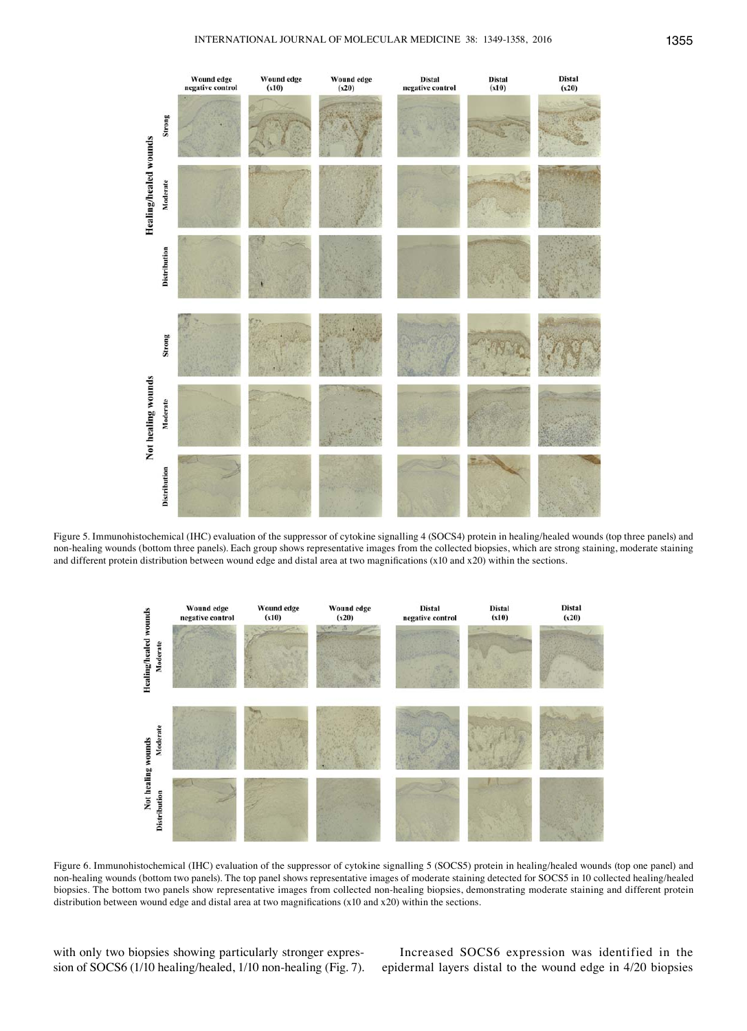Figure 5. Immunohistochemical (IHC) evaluation of the suppressor of cytokine signalling 4 (SOCS4) protein in healing/healed wounds (top three panels) and non-healing wounds (bottom three panels). Each group shows representative images from the collected biopsies, which are strong staining, moderate staining and different protein distribution between wound edge and distal area at two magnifications (x10 and x20) within the sections.

Figure 6. Immunohistochemical (IHC) evaluation of the suppressor of cytokine signalling 5 (SOCS5) protein in healing/healed wounds (top one panel) and non-healing wounds (bottom two panels). The top panel shows representative images of moderate staining detected for SOCS5 in 10 collected healing/healed biopsies. The bottom two panels show representative images from collected non-healing biopsies, demonstrating moderate staining and different protein distribution between wound edge and distal area at two magnifications (x10 and x20) within the sections.

with only two biopsies showing particularly stronger expression of SOCS6 (1/10 healing/healed, 1/10 non-healing (Fig. 7).

Increased SOCS6 expression was identified in the epidermal layers distal to the wound edge in 4/20 biopsies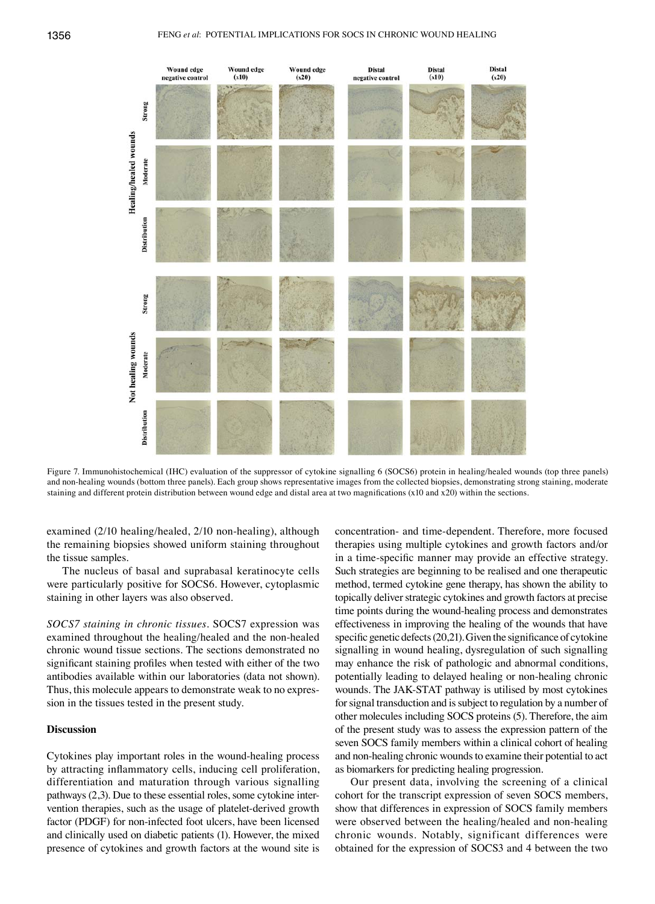Figure 7. Immunohistochemical (IHC) evaluation of the suppressor of cytokine signalling 6 (SOCS6) protein in healing/healed wounds (top three panels) and non-healing wounds (bottom three panels). Each group shows representative images from the collected biopsies, demonstrating strong staining, moderate staining and different protein distribution between wound edge and distal area at two magnifications (x10 and x20) within the sections.

examined (2/10 healing/healed, 2/10 non-healing), although the remaining biopsies showed uniform staining throughout the tissue samples.

The nucleus of basal and suprabasal keratinocyte cells were particularly positive for SOCS6. However, cytoplasmic staining in other layers was also observed.

*SOCS7 staining in chronic tissues.* SOCS7 expression was examined throughout the healing/healed and the non-healed chronic wound tissue sections. The sections demonstrated no significant staining profiles when tested with either of the two antibodies available within our laboratories (data not shown). Thus, this molecule appears to demonstrate weak to no expression in the tissues tested in the present study.

## Discussion

Cytokines play important roles in the wound-healing process by attracting inflammatory cells, inducing cell proliferation, differentiation and maturation through various signalling pathways (2,3). Due to these essential roles, some cytokine intervention therapies, such as the usage of platelet-derived growth factor (PDGF) for non-infected foot ulcers, have been licensed and clinically used on diabetic patients (1). However, the mixed presence of cytokines and growth factors at the wound site is concentration- and time-dependent. Therefore, more focused therapies using multiple cytokines and growth factors and/or in a time-specific manner may provide an effective strategy. Such strategies are beginning to be realised and one therapeutic method, termed cytokine gene therapy, has shown the ability to topically deliver strategic cytokines and growth factors at precise time points during the wound-healing process and demonstrates effectiveness in improving the healing of the wounds that have specific genetic defects (20,21). Given the significance of cytokine signalling in wound healing, dysregulation of such signalling may enhance the risk of pathologic and abnormal conditions, potentially leading to delayed healing or non-healing chronic wounds. The JAK-STAT pathway is utilised by most cytokines for signal transduction and is subject to regulation by a number of other molecules including SOCS proteins (5). Therefore, the aim of the present study was to assess the expression pattern of the seven SOCS family members within a clinical cohort of healing and non-healing chronic wounds to examine their potential to act as biomarkers for predicting healing progression.

Our present data, involving the screening of a clinical cohort for the transcript expression of seven SOCS members, show that differences in expression of SOCS family members were observed between the healing/healed and non-healing chronic wounds. Notably, significant differences were obtained for the expression of SOCS3 and 4 between the two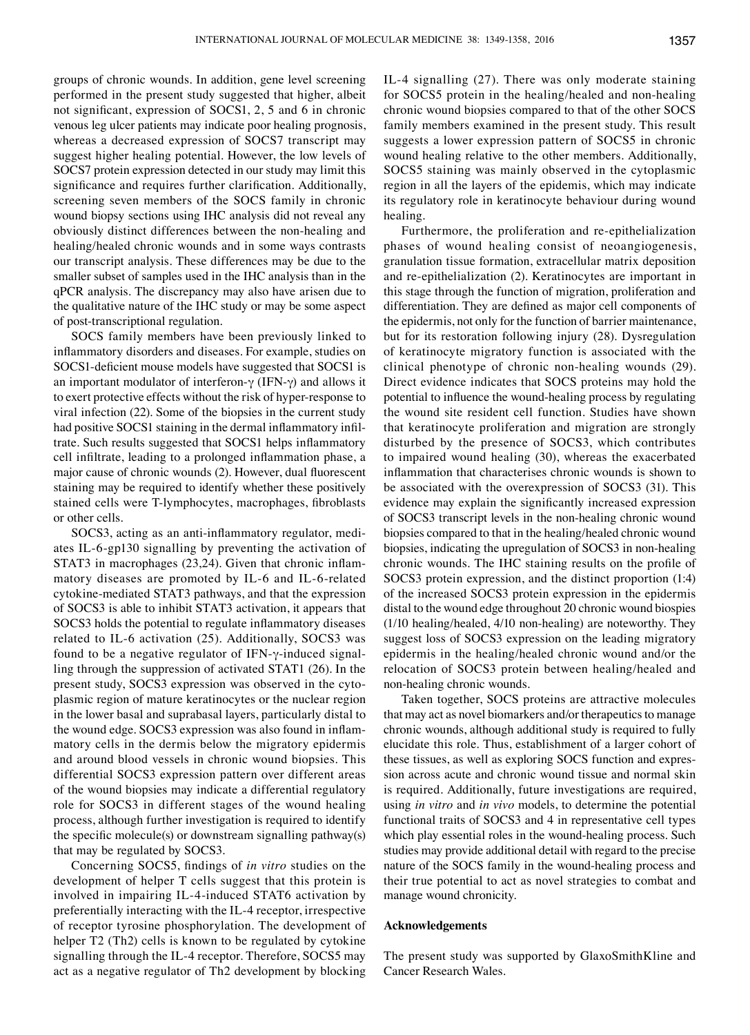groups of chronic wounds. In addition, gene level screening performed in the present study suggested that higher, albeit not significant, expression of SOCS1, 2, 5 and 6 in chronic venous leg ulcer patients may indicate poor healing prognosis, whereas a decreased expression of SOCS7 transcript may suggest higher healing potential. However, the low levels of SOCS7 protein expression detected in our study may limit this significance and requires further clarification. Additionally, screening seven members of the SOCS family in chronic wound biopsy sections using IHC analysis did not reveal any obviously distinct differences between the non-healing and healing/healed chronic wounds and in some ways contrasts our transcript analysis. These differences may be due to the smaller subset of samples used in the IHC analysis than in the qPCR analysis. The discrepancy may also have arisen due to the qualitative nature of the IHC study or may be some aspect of post-transcriptional regulation.

SOCS family members have been previously linked to inflammatory disorders and diseases. For example, studies on SOCS1-deficient mouse models have suggested that SOCS1 is an important modulator of interferon-γ (IFN-γ) and allows it to exert protective effects without the risk of hyper-response to viral infection (22). Some of the biopsies in the current study had positive SOCS1 staining in the dermal inflammatory infiltrate. Such results suggested that SOCS1 helps inflammatory cell infiltrate, leading to a prolonged inflammation phase, a major cause of chronic wounds (2). However, dual fluorescent staining may be required to identify whether these positively stained cells were T-lymphocytes, macrophages, fibroblasts or other cells.

SOCS3, acting as an anti-inflammatory regulator, mediates IL-6-gp130 signalling by preventing the activation of STAT3 in macrophages (23,24). Given that chronic inflammatory diseases are promoted by IL-6 and IL-6-related cytokine-mediated STAT3 pathways, and that the expression of SOCS3 is able to inhibit STAT3 activation, it appears that SOCS3 holds the potential to regulate inflammatory diseases related to IL-6 activation (25). Additionally, SOCS3 was found to be a negative regulator of IFN-γ-induced signalling through the suppression of activated STAT1 (26). In the present study, SOCS3 expression was observed in the cytoplasmic region of mature keratinocytes or the nuclear region in the lower basal and suprabasal layers, particularly distal to the wound edge. SOCS3 expression was also found in inflammatory cells in the dermis below the migratory epidermis and around blood vessels in chronic wound biopsies. This differential SOCS3 expression pattern over different areas of the wound biopsies may indicate a differential regulatory role for SOCS3 in different stages of the wound healing process, although further investigation is required to identify the specific molecule(s) or downstream signalling pathway(s) that may be regulated by SOCS3.

Concerning SOCS5, findings of *in vitro* studies on the development of helper T cells suggest that this protein is involved in impairing IL-4-induced STAT6 activation by preferentially interacting with the IL-4 receptor, irrespective of receptor tyrosine phosphorylation. The development of helper T2 (Th2) cells is known to be regulated by cytokine signalling through the IL-4 receptor. Therefore, SOCS5 may act as a negative regulator of Th2 development by blocking IL-4 signalling (27). There was only moderate staining for SOCS5 protein in the healing/healed and non-healing chronic wound biopsies compared to that of the other SOCS family members examined in the present study. This result suggests a lower expression pattern of SOCS5 in chronic wound healing relative to the other members. Additionally, SOCS5 staining was mainly observed in the cytoplasmic region in all the layers of the epidemis, which may indicate its regulatory role in keratinocyte behaviour during wound healing.

Furthermore, the proliferation and re-epithelialization phases of wound healing consist of neoangiogenesis, granulation tissue formation, extracellular matrix deposition and re-epithelialization (2). Keratinocytes are important in this stage through the function of migration, proliferation and differentiation. They are defined as major cell components of the epidermis, not only for the function of barrier maintenance, but for its restoration following injury (28). Dysregulation of keratinocyte migratory function is associated with the clinical phenotype of chronic non-healing wounds (29). Direct evidence indicates that SOCS proteins may hold the potential to influence the wound-healing process by regulating the wound site resident cell function. Studies have shown that keratinocyte proliferation and migration are strongly disturbed by the presence of SOCS3, which contributes to impaired wound healing (30), whereas the exacerbated inflammation that characterises chronic wounds is shown to be associated with the overexpression of SOCS3 (31). This evidence may explain the significantly increased expression of SOCS3 transcript levels in the non-healing chronic wound biopsies compared to that in the healing/healed chronic wound biopsies, indicating the upregulation of SOCS3 in non-healing chronic wounds. The IHC staining results on the profile of SOCS3 protein expression, and the distinct proportion (1:4) of the increased SOCS3 protein expression in the epidermis distal to the wound edge throughout 20 chronic wound biospies (1/10 healing/healed, 4/10 non-healing) are noteworthy. They suggest loss of SOCS3 expression on the leading migratory epidermis in the healing/healed chronic wound and/or the relocation of SOCS3 protein between healing/healed and non-healing chronic wounds.

Taken together, SOCS proteins are attractive molecules that may act as novel biomarkers and/or therapeutics to manage chronic wounds, although additional study is required to fully elucidate this role. Thus, establishment of a larger cohort of these tissues, as well as exploring SOCS function and expression across acute and chronic wound tissue and normal skin is required. Additionally, future investigations are required, using *in vitro* and *in vivo* models, to determine the potential functional traits of SOCS3 and 4 in representative cell types which play essential roles in the wound-healing process. Such studies may provide additional detail with regard to the precise nature of the SOCS family in the wound-healing process and their true potential to act as novel strategies to combat and manage wound chronicity.

## Acknowledgements

The present study was supported by GlaxoSmithKline and Cancer Research Wales.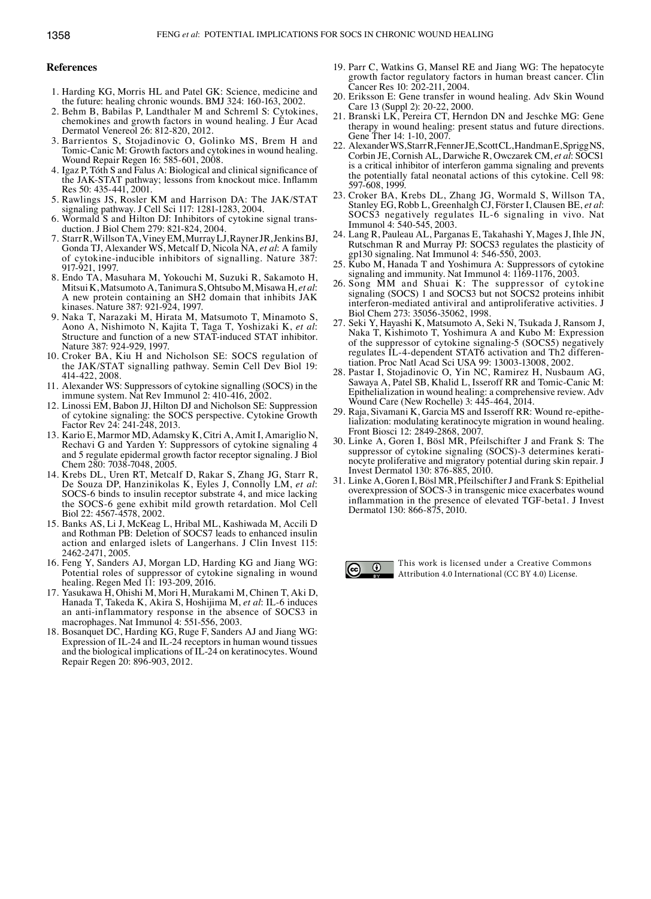## References

1. Harding KG, Morris HL and Patel GK: Science, medicine and the future: healing chronic wounds. BMJ 324: 160-163, 2002.
2. Behm B, Babilas P, Landthaler M and Schreml S: Cytokines, chemokines and growth factors in wound healing. J Eur Acad Dermatol Venereol 26: 812-820, 2012.
3. Barrientos S, Stojadinovic O, Golinko MS, Brem H and Tomic-Canic M: Growth factors and cytokines in wound healing. Wound Repair Regen 16: 585-601, 2008.
4. Igaz P, Tóth S and Falus A: Biological and clinical significance of the JAK-STAT pathway; lessons from knockout mice. Inflamm Res 50: 435-441, 2001.
5. Rawlings JS, Rosler KM and Harrison DA: The JAK/STAT signaling pathway. J Cell Sci 117: 1281-1283, 2004.
6. Wormald S and Hilton DJ: Inhibitors of cytokine signal transduction. J Biol Chem 279: 821-824, 2004.
7. Starr R, Willson TA, Viney EM, Murray LJ, Rayner JR, Jenkins BJ, Gonda TJ, Alexander WS, Metcalf D, Nicola NA, *et al*: A family of cytokine-inducible inhibitors of signalling. Nature 387: 917-921, 1997.
8. Endo TA, Masuhara M, Yokouchi M, Suzuki R, Sakamoto H, Mitsui K, Matsumoto A, Tanimura S, Ohtsubo M, Misawa H, *et al*: A new protein containing an SH2 domain that inhibits JAK kinases. Nature 387: 921-924, 1997.
9. Naka T, Narazaki M, Hirata M, Matsumoto T, Minamoto S, Aono A, Nishimoto N, Kajita T, Taga T, Yoshizaki K, *et al*: Structure and function of a new STAT-induced STAT inhibitor. Nature 387: 924-929, 1997.
10. Croker BA, Kiu H and Nicholson SE: SOCS regulation of the JAK/STAT signalling pathway. Semin Cell Dev Biol 19: 414-422, 2008.
11. Alexander WS: Suppressors of cytokine signalling (SOCS) in the immune system. Nat Rev Immunol 2: 410-416, 2002.
12. Linossi EM, Babon JJ, Hilton DJ and Nicholson SE: Suppression of cytokine signaling: the SOCS perspective. Cytokine Growth Factor Rev 24: 241-248, 2013.
13. Kario E, Marmor MD, Adamsky K, Citri A, Amit I, Amariglio N, Rechavi G and Yarden Y: Suppressors of cytokine signaling 4 and 5 regulate epidermal growth factor receptor signaling. J Biol Chem 280: 7038-7048, 2005.
14. Krebs DL, Uren RT, Metcalf D, Rakar S, Zhang JG, Starr R, De Souza DP, Hanzinikolas K, Eyles J, Connolly LM, *et al*: SOCS-6 binds to insulin receptor substrate 4, and mice lacking the SOCS-6 gene exhibit mild growth retardation. Mol Cell Biol 22: 4567-4578, 2002.
15. Banks AS, Li J, McKeag L, Hribal ML, Kashiwada M, Accili D and Rothman PB: Deletion of SOCS7 leads to enhanced insulin action and enlarged islets of Langerhans. J Clin Invest 115: 2462-2471, 2005.
16. Feng Y, Sanders AJ, Morgan LD, Harding KG and Jiang WG: Potential roles of suppressor of cytokine signaling in wound healing. Regen Med 11: 193-209, 2016.
17. Yasukawa H, Ohishi M, Mori H, Murakami M, Chinen T, Aki D, Hanada T, Takeda K, Akira S, Hoshijima M, *et al*: IL-6 induces an anti-inflammatory response in the absence of SOCS3 in macrophages. Nat Immunol 4: 551-556, 2003.
18. Bosanquet DC, Harding KG, Ruge F, Sanders AJ and Jiang WG: Expression of IL-24 and IL-24 receptors in human wound tissues and the biological implications of IL-24 on keratinocytes. Wound Repair Regen 20: 896-903, 2012.
19. Parr C, Watkins G, Mansel RE and Jiang WG: The hepatocyte growth factor regulatory factors in human breast cancer. Clin Cancer Res 10: 202-211, 2004.
20. Eriksson E: Gene transfer in wound healing. Adv Skin Wound Care 13 (Suppl 2): 20-22, 2000.
21. Branski LK, Pereira CT, Herndon DN and Jeschke MG: Gene therapy in wound healing: present status and future directions. Gene Ther 14: 1-10, 2007.
22. Alexander WS, Starr R, Fenner JE, Scott CL, Handman E, Sprigg NS, Corbin JE, Cornish AL, Darwiche R, Owczarek CM, *et al*: SOCS1 is a critical inhibitor of interferon gamma signaling and prevents the potentially fatal neonatal actions of this cytokine. Cell 98: 597-608, 1999.
23. Croker BA, Krebs DL, Zhang JG, Wormald S, Willson TA, Stanley EG, Robb L, Greenhalgh CJ, Förster I, Clausen BE, *et al*: SOCS3 negatively regulates IL-6 signaling in vivo. Nat Immunol 4: 540-545, 2003.
24. Lang R, Pauleau AL, Parganas E, Takahashi Y, Mages J, Ihle JN, Rutschman R and Murray PJ: SOCS3 regulates the plasticity of gp130 signaling. Nat Immunol 4: 546-550, 2003.
25. Kubo M, Hanada T and Yoshimura A: Suppressors of cytokine signaling and immunity. Nat Immunol 4: 1169-1176, 2003.
26. Song MM and Shuai K: The suppressor of cytokine signaling (SOCS) 1 and SOCS3 but not SOCS2 proteins inhibit interferon-mediated antiviral and antiproliferative activities. J Biol Chem 273: 35056-35062, 1998.
27. Seki Y, Hayashi K, Matsumoto A, Seki N, Tsukada J, Ransom J, Naka T, Kishimoto T, Yoshimura A and Kubo M: Expression of the suppressor of cytokine signaling-5 (SOCS5) negatively regulates IL-4-dependent STAT6 activation and Th2 differentiation. Proc Natl Acad Sci USA 99: 13003-13008, 2002.
28. Pastar I, Stojadinovic O, Yin NC, Ramirez H, Nusbaum AG, Sawaya A, Patel SB, Khalid L, Isseroff RR and Tomic-Canic M: Epithelialization in wound healing: a comprehensive review. Adv Wound Care (New Rochelle) 3: 445-464, 2014.
29. Raja, Sivamani K, Garcia MS and Isseroff RR: Wound re-epithelialization: modulating keratinocyte migration in wound healing. Front Biosci 12: 2849-2868, 2007.
30. Linke A, Goren I, Bösl MR, Pfeilschifter J and Frank S: The suppressor of cytokine signaling (SOCS)-3 determines keratinocyte proliferative and migratory potential during skin repair. J Invest Dermatol 130: 876-885, 2010.
31. Linke A, Goren I, Bösl MR, Pfeilschifter J and Frank S: Epithelial overexpression of SOCS-3 in transgenic mice exacerbates wound inflammation in the presence of elevated TGF-beta1. J Invest Dermatol 130: 866-875, 2010.

This work is licensed under a Creative Commons Attribution 4.0 International (CC BY 4.0) License.